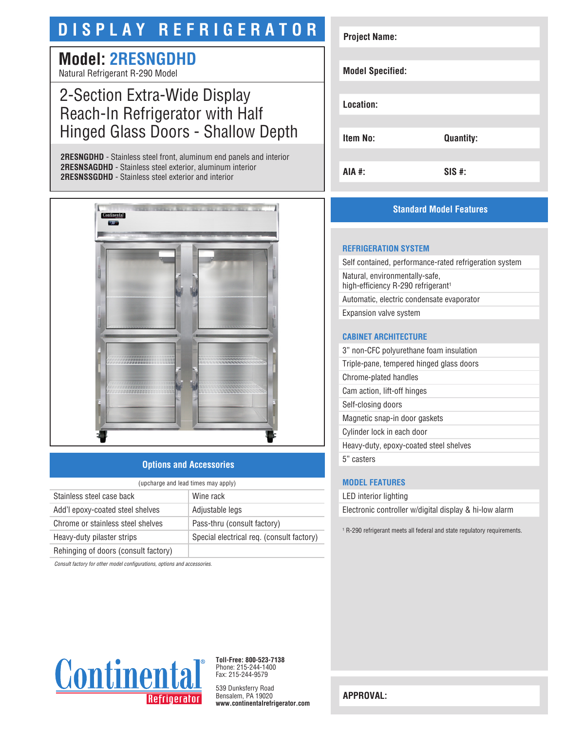# DISPLAY REFRIGERATOR

## Model: 2RESNGDHD

Natural Refrigerant R-290 Model

## 2-Section Extra-Wide Display Reach-In Refrigerator with Half Hinged Glass Doors - Shallow Depth

**2RESNGDHD** - Stainless steel front, aluminum end panels and interior
**2RESNSAGDHD** - Stainless steel exterior, aluminum interior
**2RESNSSGDHD** - Stainless steel exterior and interior

| | |
|---|---|
| **Project Name:** | |
| **Model Specified:** | |
| **Location:** | |
| **Item No:** | **Quantity:** |
| **AIA #:** | **SIS #:** |

## Options and Accessories

(upcharge and lead times may apply)

| | |
|---|---|
| Stainless steel case back | Wine rack |
| Add'l epoxy-coated steel shelves | Adjustable legs |
| Chrome or stainless steel shelves | Pass-thru (consult factory) |
| Heavy-duty pilaster strips | Special electrical req. (consult factory) |
| Rehinging of doors (consult factory) | |

*Consult factory for other model configurations, options and accessories.*

## Standard Model Features

### REFRIGERATION SYSTEM

- Self contained, performance-rated refrigeration system
- Natural, environmentally-safe, high-efficiency R-290 refrigerant[1]
- Automatic, electric condensate evaporator
- Expansion valve system

### CABINET ARCHITECTURE

- 3" non-CFC polyurethane foam insulation
- Triple-pane, tempered hinged glass doors
- Chrome-plated handles
- Cam action, lift-off hinges
- Self-closing doors
- Magnetic snap-in door gaskets
- Cylinder lock in each door
- Heavy-duty, epoxy-coated steel shelves
- 5" casters

### MODEL FEATURES

- LED interior lighting
- Electronic controller w/digital display & hi-low alarm

[1] R-290 refrigerant meets all federal and state regulatory requirements.

Continental Refrigerator

**Toll-Free: 800-523-7138**
Phone: 215-244-1400
Fax: 215-244-9579

539 Dunksferry Road
Bensalem, PA 19020
**www.continentalrefrigerator.com**

**APPROVAL:**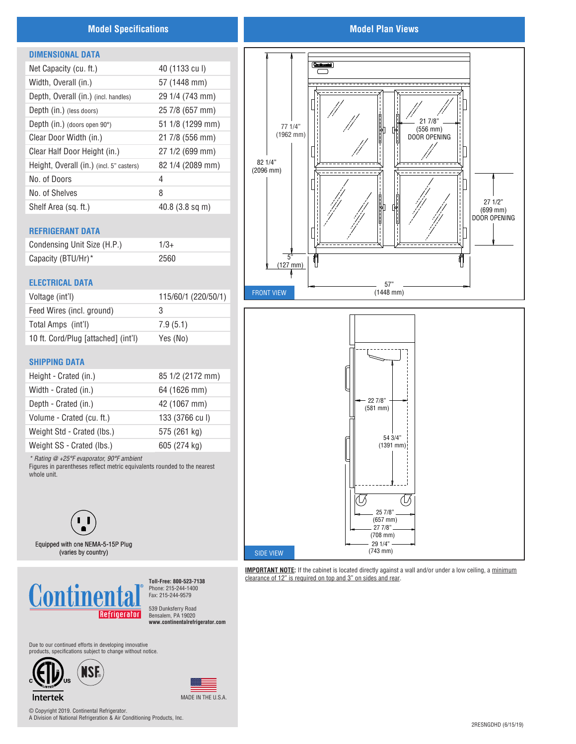## Model Specifications

### DIMENSIONAL DATA

| | |
|---|---|
| Net Capacity (cu. ft.) | 40 (1133 cu l) |
| Width, Overall (in.) | 57 (1448 mm) |
| Depth, Overall (in.) (incl. handles) | 29 1/4 (743 mm) |
| Depth (in.) (less doors) | 25 7/8 (657 mm) |
| Depth (in.) (doors open 90°) | 51 1/8 (1299 mm) |
| Clear Door Width (in.) | 21 7/8 (556 mm) |
| Clear Half Door Height (in.) | 27 1/2 (699 mm) |
| Height, Overall (in.) (incl. 5" casters) | 82 1/4 (2089 mm) |
| No. of Doors | 4 |
| No. of Shelves | 8 |
| Shelf Area (sq. ft.) | 40.8 (3.8 sq m) |

### REFRIGERANT DATA

| | |
|---|---|
| Condensing Unit Size (H.P.) | 1/3+ |
| Capacity (BTU/Hr)* | 2560 |

### ELECTRICAL DATA

| | |
|---|---|
| Voltage (int'l) | 115/60/1 (220/50/1) |
| Feed Wires (incl. ground) | 3 |
| Total Amps (int'l) | 7.9 (5.1) |
| 10 ft. Cord/Plug [attached] (int'l) | Yes (No) |

### SHIPPING DATA

| | |
|---|---|
| Height - Crated (in.) | 85 1/2 (2172 mm) |
| Width - Crated (in.) | 64 (1626 mm) |
| Depth - Crated (in.) | 42 (1067 mm) |
| Volume - Crated (cu. ft.) | 133 (3766 cu l) |
| Weight Std - Crated (lbs.) | 575 (261 kg) |
| Weight SS - Crated (lbs.) | 605 (274 kg) |

*\* Rating @ +25°F evaporator, 90°F ambient*

Figures in parentheses reflect metric equivalents rounded to the nearest whole unit.

Equipped with one NEMA-5-15P Plug (varies by country)

**Continental Refrigerator**

**Toll-Free: 800-523-7138**
Phone: 215-244-1400
Fax: 215-244-9579

539 Dunksferry Road
Bensalem, PA 19020
**www.continentalrefrigerator.com**

Due to our continued efforts in developing innovative products, specifications subject to change without notice.

Intertek

MADE IN THE U.S.A.

© Copyright 2019. Continental Refrigerator.
A Division of National Refrigeration & Air Conditioning Products, Inc.

## Model Plan Views

FRONT VIEW

77 1/4"
(1962 mm)

82 1/4"
(2096 mm)

21 7/8"
(556 mm)
DOOR OPENING

27 1/2"
(699 mm)
DOOR OPENING

5"
(127 mm)

57"
(1448 mm)

SIDE VIEW

22 7/8"
(581 mm)

54 3/4"
(1391 mm)

25 7/8"
(657 mm)

27 7/8"
(708 mm)

29 1/4"
(743 mm)

**IMPORTANT NOTE:** If the cabinet is located directly against a wall and/or under a low ceiling, a minimum clearance of 12" is required on top and 3" on sides and rear.

2RESNGDHD (6/15/19)